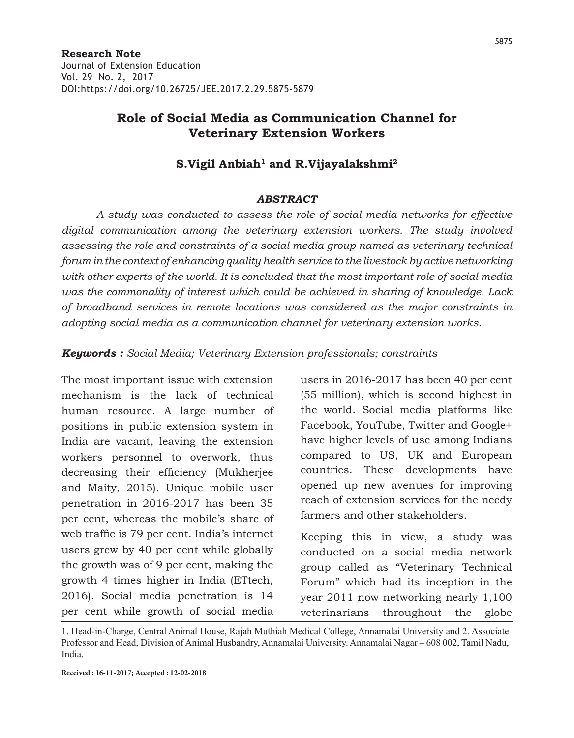**Research Note**
Journal of Extension Education
Vol. 29 No. 2, 2017
DOI:https://doi.org/10.26725/JEE.2017.2.29.5875-5879

# Role of Social Media as Communication Channel for Veterinary Extension Workers

**S.Vigil Anbiah[1] and R.Vijayalakshmi[2]**

### *ABSTRACT*

*A study was conducted to assess the role of social media networks for effective digital communication among the veterinary extension workers. The study involved assessing the role and constraints of a social media group named as veterinary technical forum in the context of enhancing quality health service to the livestock by active networking with other experts of the world. It is concluded that the most important role of social media was the commonality of interest which could be achieved in sharing of knowledge. Lack of broadband services in remote locations was considered as the major constraints in adopting social media as a communication channel for veterinary extension works.*

***Keywords :*** *Social Media; Veterinary Extension professionals; constraints*

The most important issue with extension mechanism is the lack of technical human resource. A large number of positions in public extension system in India are vacant, leaving the extension workers personnel to overwork, thus decreasing their efficiency (Mukherjee and Maity, 2015). Unique mobile user penetration in 2016-2017 has been 35 per cent, whereas the mobile's share of web traffic is 79 per cent. India's internet users grew by 40 per cent while globally the growth was of 9 per cent, making the growth 4 times higher in India (ETtech, 2016). Social media penetration is 14 per cent while growth of social media users in 2016-2017 has been 40 per cent (55 million), which is second highest in the world. Social media platforms like Facebook, YouTube, Twitter and Google+ have higher levels of use among Indians compared to US, UK and European countries. These developments have opened up new avenues for improving reach of extension services for the needy farmers and other stakeholders.

Keeping this in view, a study was conducted on a social media network group called as "Veterinary Technical Forum" which had its inception in the year 2011 now networking nearly 1,100 veterinarians throughout the globe

1. Head-in-Charge, Central Animal House, Rajah Muthiah Medical College, Annamalai University and 2. Associate Professor and Head, Division of Animal Husbandry, Annamalai University. Annamalai Nagar – 608 002, Tamil Nadu, India.

**Received : 16-11-2017; Accepted : 12-02-2018**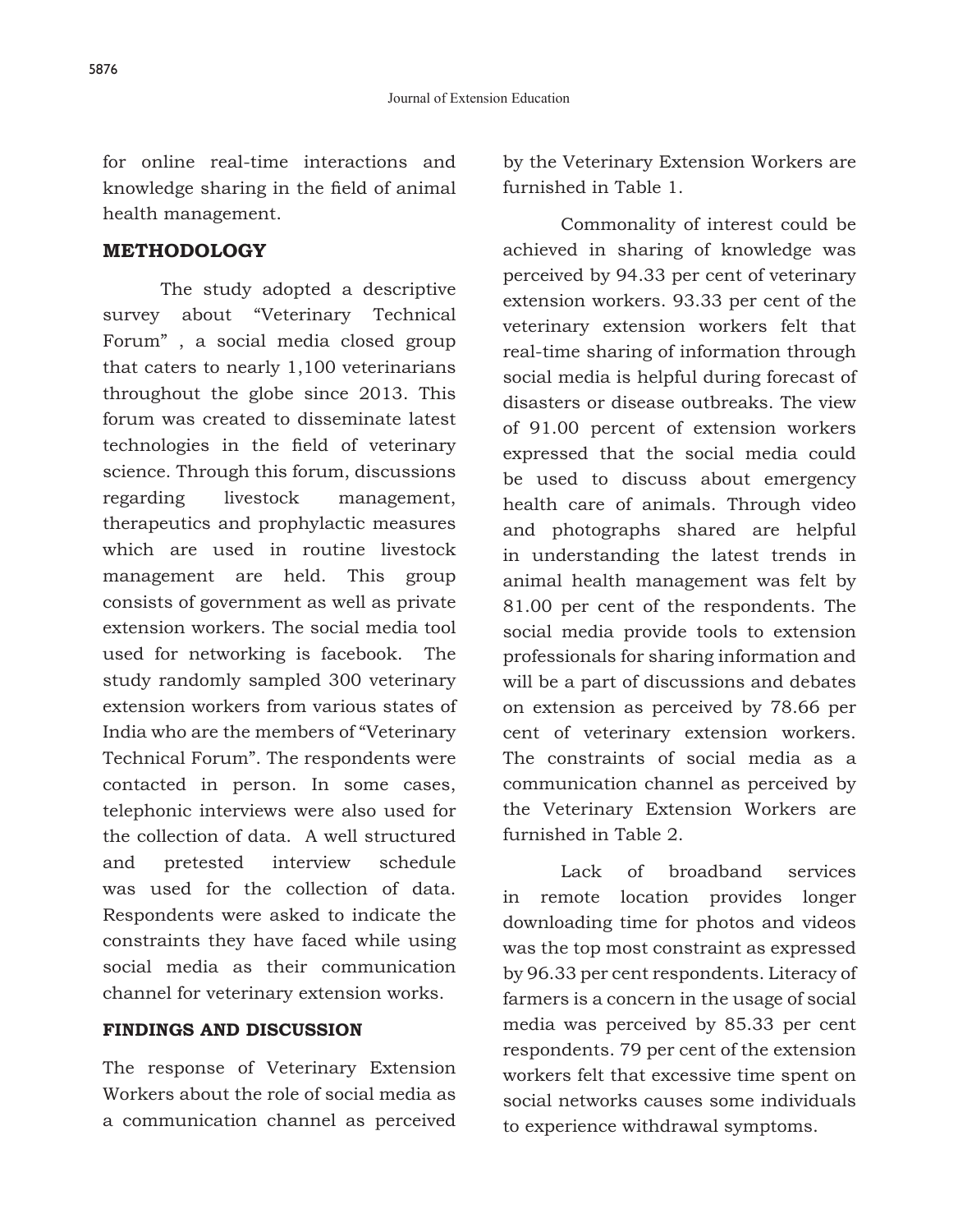for online real-time interactions and knowledge sharing in the field of animal health management.

## METHODOLOGY

The study adopted a descriptive survey about "Veterinary Technical Forum" , a social media closed group that caters to nearly 1,100 veterinarians throughout the globe since 2013. This forum was created to disseminate latest technologies in the field of veterinary science. Through this forum, discussions regarding livestock management, therapeutics and prophylactic measures which are used in routine livestock management are held. This group consists of government as well as private extension workers. The social media tool used for networking is facebook. The study randomly sampled 300 veterinary extension workers from various states of India who are the members of "Veterinary Technical Forum". The respondents were contacted in person. In some cases, telephonic interviews were also used for the collection of data. A well structured and pretested interview schedule was used for the collection of data. Respondents were asked to indicate the constraints they have faced while using social media as their communication channel for veterinary extension works.

## FINDINGS AND DISCUSSION

The response of Veterinary Extension Workers about the role of social media as a communication channel as perceived by the Veterinary Extension Workers are furnished in Table 1.

Commonality of interest could be achieved in sharing of knowledge was perceived by 94.33 per cent of veterinary extension workers. 93.33 per cent of the veterinary extension workers felt that real-time sharing of information through social media is helpful during forecast of disasters or disease outbreaks. The view of 91.00 percent of extension workers expressed that the social media could be used to discuss about emergency health care of animals. Through video and photographs shared are helpful in understanding the latest trends in animal health management was felt by 81.00 per cent of the respondents. The social media provide tools to extension professionals for sharing information and will be a part of discussions and debates on extension as perceived by 78.66 per cent of veterinary extension workers. The constraints of social media as a communication channel as perceived by the Veterinary Extension Workers are furnished in Table 2.

Lack of broadband services in remote location provides longer downloading time for photos and videos was the top most constraint as expressed by 96.33 per cent respondents. Literacy of farmers is a concern in the usage of social media was perceived by 85.33 per cent respondents. 79 per cent of the extension workers felt that excessive time spent on social networks causes some individuals to experience withdrawal symptoms.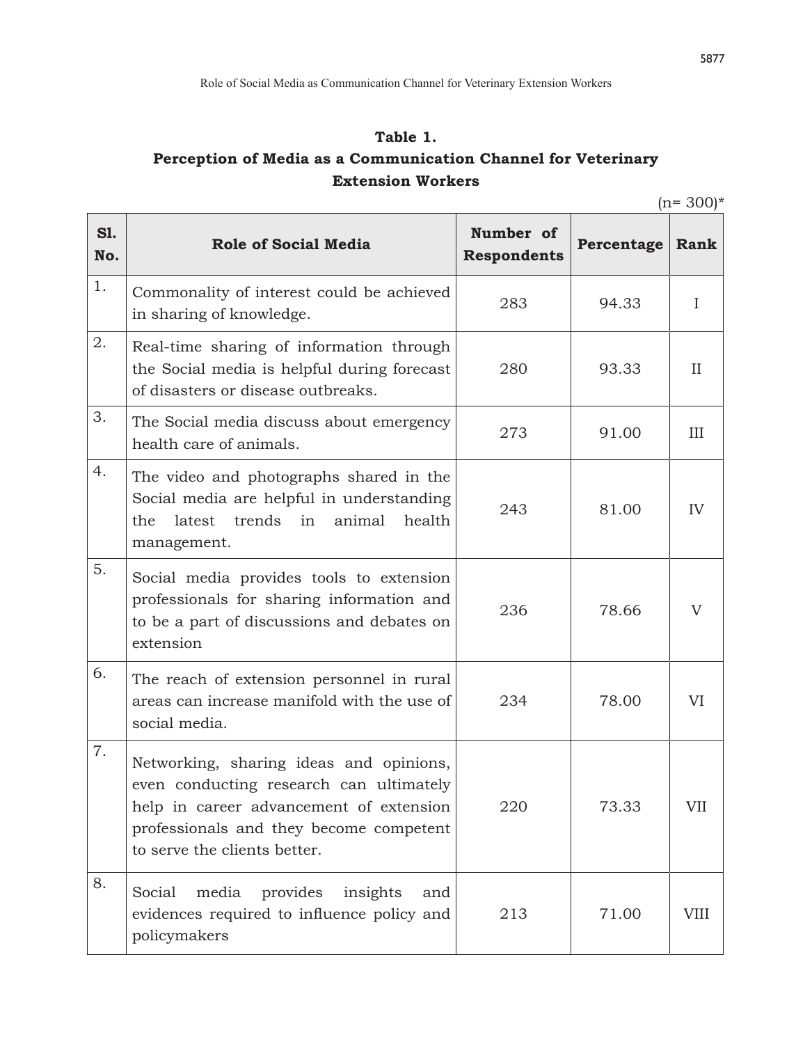**Table 1.**
**Perception of Media as a Communication Channel for Veterinary Extension Workers**

(n= 300)*

| Sl. No. | Role of Social Media | Number of Respondents | Percentage | Rank |
|---|---|---|---|---|
| 1. | Commonality of interest could be achieved in sharing of knowledge. | 283 | 94.33 | I |
| 2. | Real-time sharing of information through the Social media is helpful during forecast of disasters or disease outbreaks. | 280 | 93.33 | II |
| 3. | The Social media discuss about emergency health care of animals. | 273 | 91.00 | III |
| 4. | The video and photographs shared in the Social media are helpful in understanding the latest trends in animal health management. | 243 | 81.00 | IV |
| 5. | Social media provides tools to extension professionals for sharing information and to be a part of discussions and debates on extension | 236 | 78.66 | V |
| 6. | The reach of extension personnel in rural areas can increase manifold with the use of social media. | 234 | 78.00 | VI |
| 7. | Networking, sharing ideas and opinions, even conducting research can ultimately help in career advancement of extension professionals and they become competent to serve the clients better. | 220 | 73.33 | VII |
| 8. | Social media provides insights and evidences required to influence policy and policymakers | 213 | 71.00 | VIII |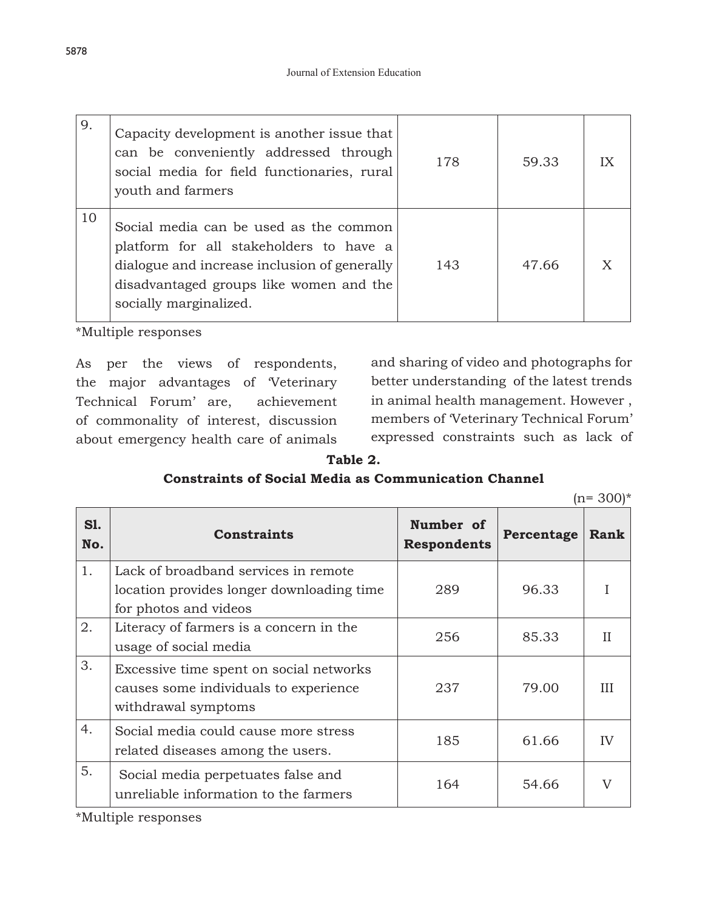| 9. | Capacity development is another issue that can be conveniently addressed through social media for field functionaries, rural youth and farmers | 178 | 59.33 | IX |
|---|---|---|---|---|
| 10 | Social media can be used as the common platform for all stakeholders to have a dialogue and increase inclusion of generally disadvantaged groups like women and the socially marginalized. | 143 | 47.66 | X |

*Multiple responses

As per the views of respondents, the major advantages of 'Veterinary Technical Forum' are, achievement of commonality of interest, discussion about emergency health care of animals and sharing of video and photographs for better understanding of the latest trends in animal health management. However , members of 'Veterinary Technical Forum' expressed constraints such as lack of

**Table 2.**
**Constraints of Social Media as Communication Channel**

(n= 300)*

| Sl. No. | Constraints | Number of Respondents | Percentage | Rank |
|---|---|---|---|---|
| 1. | Lack of broadband services in remote location provides longer downloading time for photos and videos | 289 | 96.33 | I |
| 2. | Literacy of farmers is a concern in the usage of social media | 256 | 85.33 | II |
| 3. | Excessive time spent on social networks causes some individuals to experience withdrawal symptoms | 237 | 79.00 | III |
| 4. | Social media could cause more stress related diseases among the users. | 185 | 61.66 | IV |
| 5. | Social media perpetuates false and unreliable information to the farmers | 164 | 54.66 | V |

*Multiple responses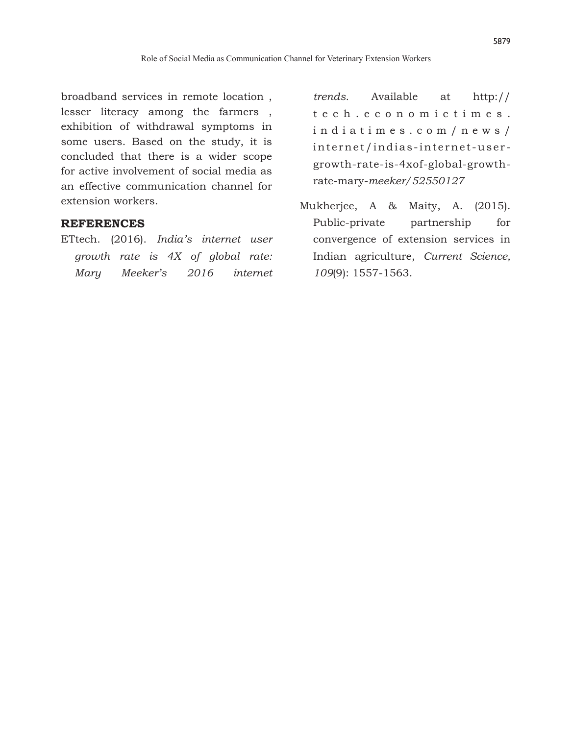broadband services in remote location , lesser literacy among the farmers , exhibition of withdrawal symptoms in some users. Based on the study, it is concluded that there is a wider scope for active involvement of social media as an effective communication channel for extension workers.

## REFERENCES

ETtech. (2016). *India's internet user growth rate is 4X of global rate: Mary Meeker's 2016 internet trends.* Available at http://tech.economictimes.indiatimes.com/news/internet/indias-internet-user-growth-rate-is-4xof-global-growth-rate-mary-*meeker/52550127*

Mukherjee, A & Maity, A. (2015). Public-private partnership for convergence of extension services in Indian agriculture, *Current Science, 109*(9): 1557-1563.